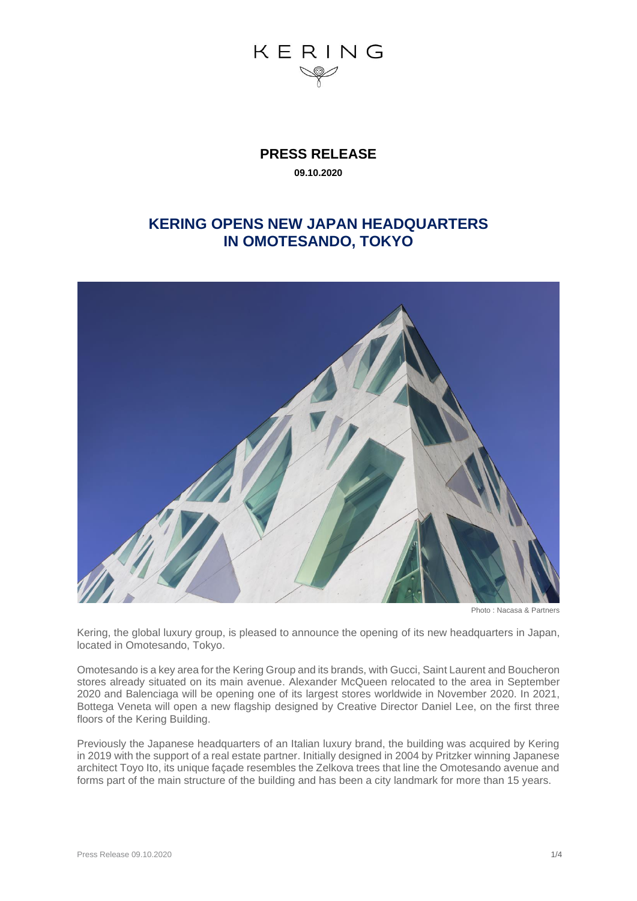KERING

# PRESS RELEASE

**09.10.2020**

## KERING OPENS NEW JAPAN HEADQUARTERS IN OMOTESANDO, TOKYO

Photo : Nacasa & Partners

Kering, the global luxury group, is pleased to announce the opening of its new headquarters in Japan, located in Omotesando, Tokyo.

Omotesando is a key area for the Kering Group and its brands, with Gucci, Saint Laurent and Boucheron stores already situated on its main avenue. Alexander McQueen relocated to the area in September 2020 and Balenciaga will be opening one of its largest stores worldwide in November 2020. In 2021, Bottega Veneta will open a new flagship designed by Creative Director Daniel Lee, on the first three floors of the Kering Building.

Previously the Japanese headquarters of an Italian luxury brand, the building was acquired by Kering in 2019 with the support of a real estate partner. Initially designed in 2004 by Pritzker winning Japanese architect Toyo Ito, its unique façade resembles the Zelkova trees that line the Omotesando avenue and forms part of the main structure of the building and has been a city landmark for more than 15 years.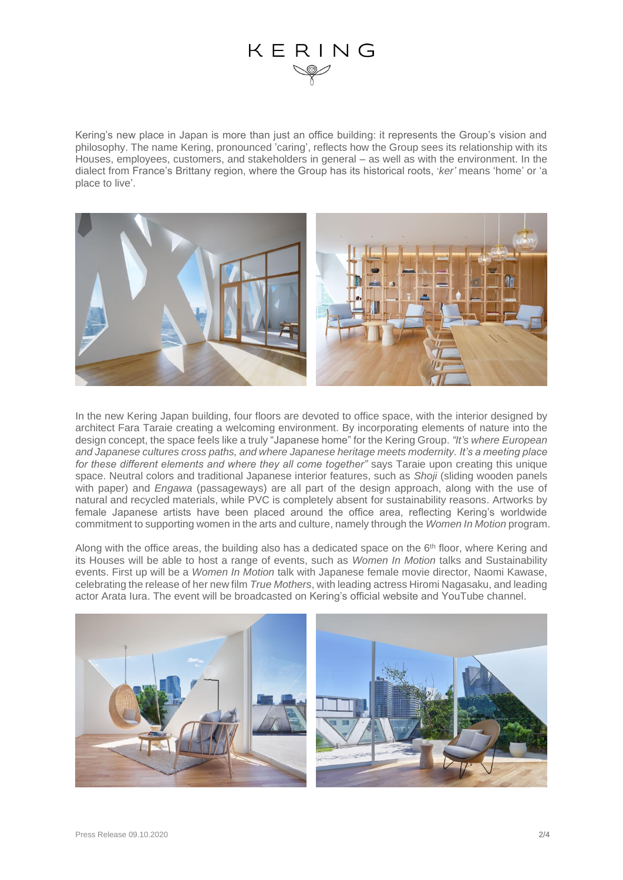Kering's new place in Japan is more than just an office building: it represents the Group's vision and philosophy. The name Kering, pronounced 'caring', reflects how the Group sees its relationship with its Houses, employees, customers, and stakeholders in general – as well as with the environment. In the dialect from France's Brittany region, where the Group has its historical roots, '*ker'* means 'home' or 'a place to live'.

In the new Kering Japan building, four floors are devoted to office space, with the interior designed by architect Fara Taraie creating a welcoming environment. By incorporating elements of nature into the design concept, the space feels like a truly "Japanese home" for the Kering Group. *"It's where European and Japanese cultures cross paths, and where Japanese heritage meets modernity. It's a meeting place for these different elements and where they all come together"* says Taraie upon creating this unique space. Neutral colors and traditional Japanese interior features, such as *Shoji* (sliding wooden panels with paper) and *Engawa* (passageways) are all part of the design approach, along with the use of natural and recycled materials, while PVC is completely absent for sustainability reasons. Artworks by female Japanese artists have been placed around the office area, reflecting Kering's worldwide commitment to supporting women in the arts and culture, namely through the *Women In Motion* program.

Along with the office areas, the building also has a dedicated space on the 6th floor, where Kering and its Houses will be able to host a range of events, such as *Women In Motion* talks and Sustainability events. First up will be a *Women In Motion* talk with Japanese female movie director, Naomi Kawase, celebrating the release of her new film *True Mothers*, with leading actress Hiromi Nagasaku, and leading actor Arata Iura. The event will be broadcasted on Kering's official website and YouTube channel.

Press Release 09.10.2020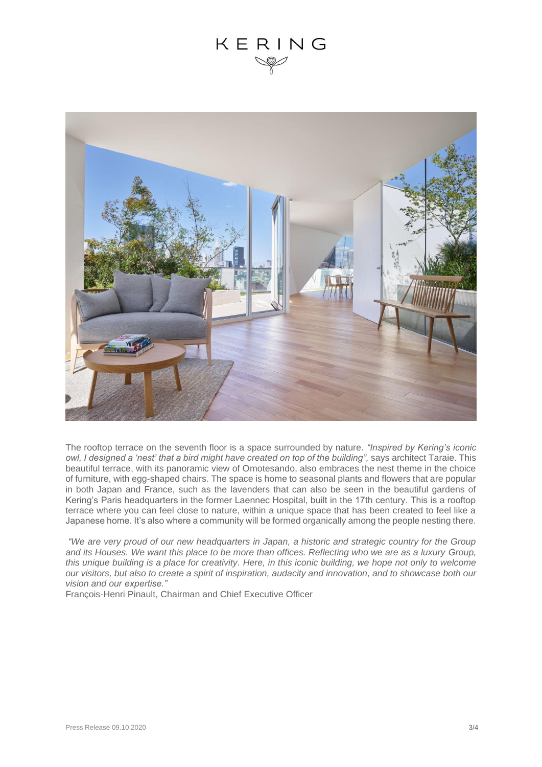The rooftop terrace on the seventh floor is a space surrounded by nature. *"Inspired by Kering's iconic owl, I designed a 'nest' that a bird might have created on top of the building",* says architect Taraie. This beautiful terrace, with its panoramic view of Omotesando, also embraces the nest theme in the choice of furniture, with egg-shaped chairs. The space is home to seasonal plants and flowers that are popular in both Japan and France, such as the lavenders that can also be seen in the beautiful gardens of Kering's Paris headquarters in the former Laennec Hospital, built in the 17th century. This is a rooftop terrace where you can feel close to nature, within a unique space that has been created to feel like a Japanese home. It's also where a community will be formed organically among the people nesting there.

*"We are very proud of our new headquarters in Japan, a historic and strategic country for the Group and its Houses. We want this place to be more than offices. Reflecting who we are as a luxury Group, this unique building is a place for creativity. Here, in this iconic building, we hope not only to welcome our visitors, but also to create a spirit of inspiration, audacity and innovation, and to showcase both our vision and our expertise."*

François-Henri Pinault, Chairman and Chief Executive Officer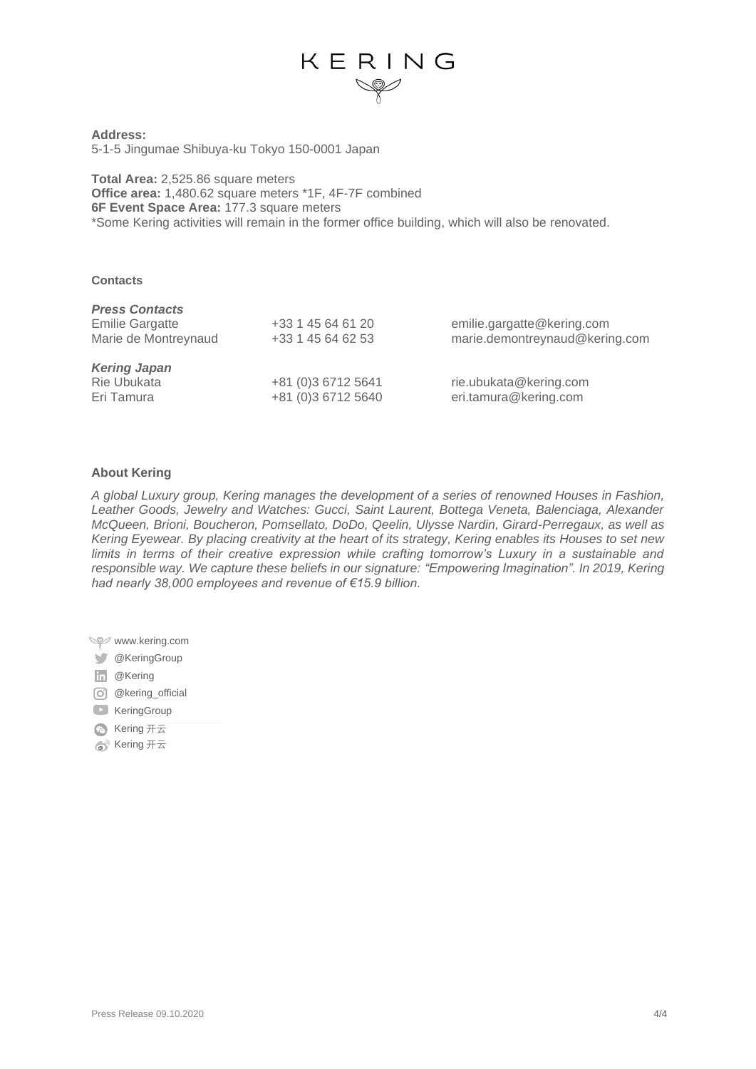KERING

**Address:**
5-1-5 Jingumae Shibuya-ku Tokyo 150-0001 Japan

**Total Area:** 2,525.86 square meters
**Office area:** 1,480.62 square meters *1F, 4F-7F combined
**6F Event Space Area:** 177.3 square meters
*Some Kering activities will remain in the former office building, which will also be renovated.

**Contacts**

***Press Contacts***

| | | |
|---|---|---|
| Emilie Gargatte | +33 1 45 64 61 20 | emilie.gargatte@kering.com |
| Marie de Montreynaud | +33 1 45 64 62 53 | marie.demontreynaud@kering.com |

***Kering Japan***

| | | |
|---|---|---|
| Rie Ubukata | +81 (0)3 6712 5641 | rie.ubukata@kering.com |
| Eri Tamura | +81 (0)3 6712 5640 | eri.tamura@kering.com |

**About Kering**

*A global Luxury group, Kering manages the development of a series of renowned Houses in Fashion, Leather Goods, Jewelry and Watches: Gucci, Saint Laurent, Bottega Veneta, Balenciaga, Alexander McQueen, Brioni, Boucheron, Pomsellato, DoDo, Qeelin, Ulysse Nardin, Girard-Perregaux, as well as Kering Eyewear. By placing creativity at the heart of its strategy, Kering enables its Houses to set new limits in terms of their creative expression while crafting tomorrow's Luxury in a sustainable and responsible way. We capture these beliefs in our signature: "Empowering Imagination". In 2019, Kering had nearly 38,000 employees and revenue of €15.9 billion.*

www.kering.com
@KeringGroup
@Kering
@kering_official
KeringGroup
Kering 开云
Kering 开云

Press Release 09.10.2020